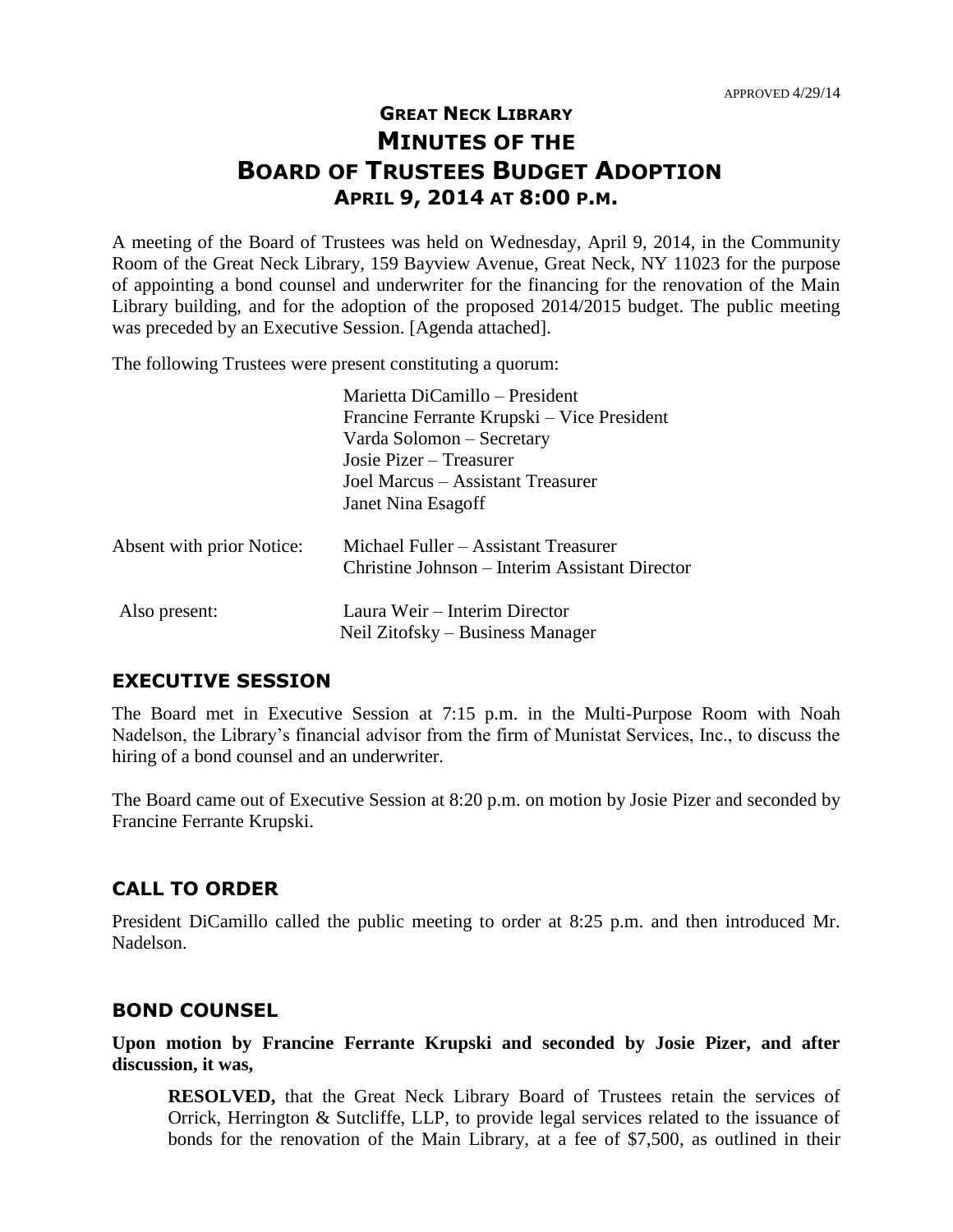APPROVED 4/29/14

# GREAT NECK LIBRARY
# MINUTES OF THE
# BOARD OF TRUSTEES BUDGET ADOPTION
## APRIL 9, 2014 AT 8:00 P.M.

A meeting of the Board of Trustees was held on Wednesday, April 9, 2014, in the Community Room of the Great Neck Library, 159 Bayview Avenue, Great Neck, NY 11023 for the purpose of appointing a bond counsel and underwriter for the financing for the renovation of the Main Library building, and for the adoption of the proposed 2014/2015 budget. The public meeting was preceded by an Executive Session. [Agenda attached].

The following Trustees were present constituting a quorum:

Marietta DiCamillo – President
Francine Ferrante Krupski – Vice President
Varda Solomon – Secretary
Josie Pizer – Treasurer
Joel Marcus – Assistant Treasurer
Janet Nina Esagoff

Absent with prior Notice: Michael Fuller – Assistant Treasurer
Christine Johnson – Interim Assistant Director

Also present: Laura Weir – Interim Director
Neil Zitofsky – Business Manager

## EXECUTIVE SESSION

The Board met in Executive Session at 7:15 p.m. in the Multi-Purpose Room with Noah Nadelson, the Library's financial advisor from the firm of Munistat Services, Inc., to discuss the hiring of a bond counsel and an underwriter.

The Board came out of Executive Session at 8:20 p.m. on motion by Josie Pizer and seconded by Francine Ferrante Krupski.

## CALL TO ORDER

President DiCamillo called the public meeting to order at 8:25 p.m. and then introduced Mr. Nadelson.

## BOND COUNSEL

**Upon motion by Francine Ferrante Krupski and seconded by Josie Pizer, and after discussion, it was,**

**RESOLVED,** that the Great Neck Library Board of Trustees retain the services of Orrick, Herrington & Sutcliffe, LLP, to provide legal services related to the issuance of bonds for the renovation of the Main Library, at a fee of $7,500, as outlined in their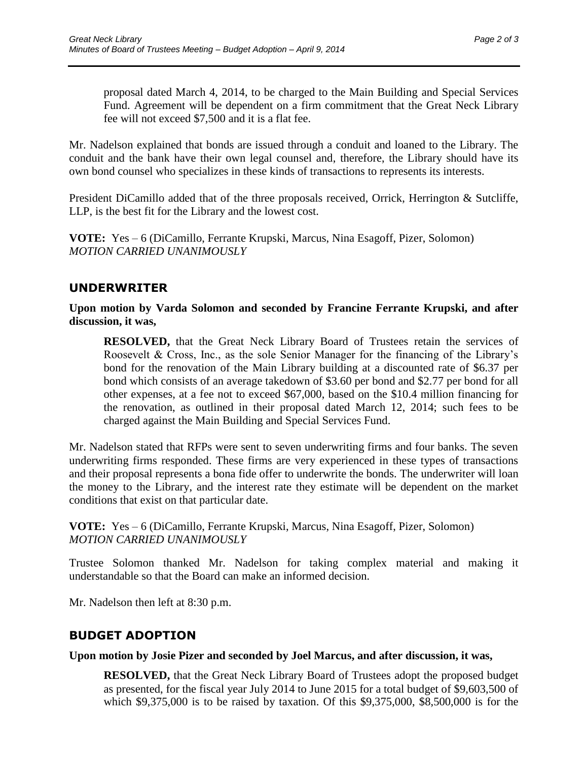proposal dated March 4, 2014, to be charged to the Main Building and Special Services Fund. Agreement will be dependent on a firm commitment that the Great Neck Library fee will not exceed $7,500 and it is a flat fee.

Mr. Nadelson explained that bonds are issued through a conduit and loaned to the Library. The conduit and the bank have their own legal counsel and, therefore, the Library should have its own bond counsel who specializes in these kinds of transactions to represents its interests.

President DiCamillo added that of the three proposals received, Orrick, Herrington & Sutcliffe, LLP, is the best fit for the Library and the lowest cost.

**VOTE:** Yes – 6 (DiCamillo, Ferrante Krupski, Marcus, Nina Esagoff, Pizer, Solomon)
*MOTION CARRIED UNANIMOUSLY*

## UNDERWRITER

**Upon motion by Varda Solomon and seconded by Francine Ferrante Krupski, and after discussion, it was,**

> **RESOLVED,** that the Great Neck Library Board of Trustees retain the services of Roosevelt & Cross, Inc., as the sole Senior Manager for the financing of the Library's bond for the renovation of the Main Library building at a discounted rate of $6.37 per bond which consists of an average takedown of $3.60 per bond and $2.77 per bond for all other expenses, at a fee not to exceed $67,000, based on the $10.4 million financing for the renovation, as outlined in their proposal dated March 12, 2014; such fees to be charged against the Main Building and Special Services Fund.

Mr. Nadelson stated that RFPs were sent to seven underwriting firms and four banks. The seven underwriting firms responded. These firms are very experienced in these types of transactions and their proposal represents a bona fide offer to underwrite the bonds. The underwriter will loan the money to the Library, and the interest rate they estimate will be dependent on the market conditions that exist on that particular date.

**VOTE:** Yes – 6 (DiCamillo, Ferrante Krupski, Marcus, Nina Esagoff, Pizer, Solomon)
*MOTION CARRIED UNANIMOUSLY*

Trustee Solomon thanked Mr. Nadelson for taking complex material and making it understandable so that the Board can make an informed decision.

Mr. Nadelson then left at 8:30 p.m.

## BUDGET ADOPTION

**Upon motion by Josie Pizer and seconded by Joel Marcus, and after discussion, it was,**

> **RESOLVED,** that the Great Neck Library Board of Trustees adopt the proposed budget as presented, for the fiscal year July 2014 to June 2015 for a total budget of $9,603,500 of which $9,375,000 is to be raised by taxation. Of this $9,375,000, $8,500,000 is for the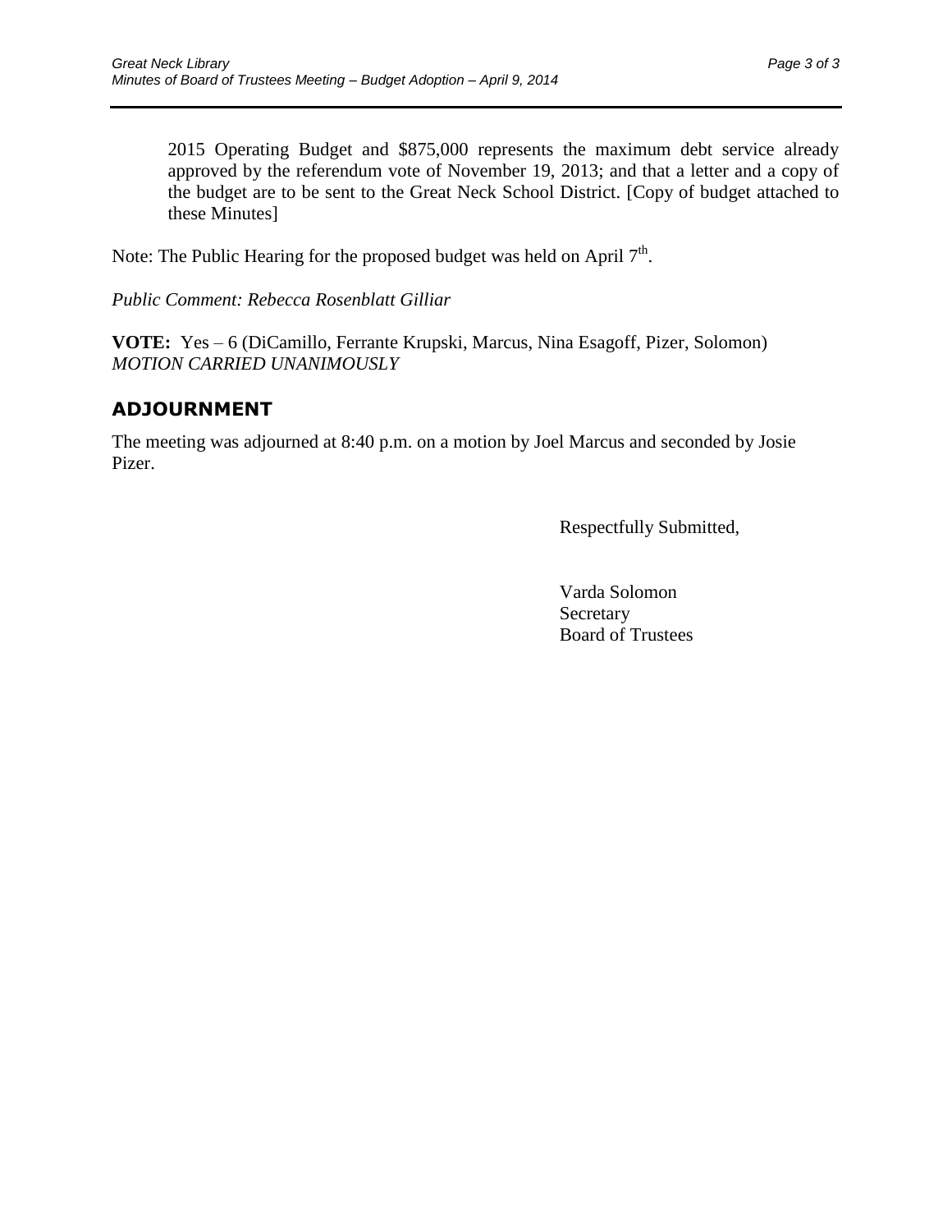2015 Operating Budget and $875,000 represents the maximum debt service already approved by the referendum vote of November 19, 2013; and that a letter and a copy of the budget are to be sent to the Great Neck School District. [Copy of budget attached to these Minutes]

Note: The Public Hearing for the proposed budget was held on April 7th.

*Public Comment: Rebecca Rosenblatt Gilliar*

**VOTE:** Yes – 6 (DiCamillo, Ferrante Krupski, Marcus, Nina Esagoff, Pizer, Solomon)
*MOTION CARRIED UNANIMOUSLY*

## ADJOURNMENT

The meeting was adjourned at 8:40 p.m. on a motion by Joel Marcus and seconded by Josie Pizer.

Respectfully Submitted,

Varda Solomon
Secretary
Board of Trustees